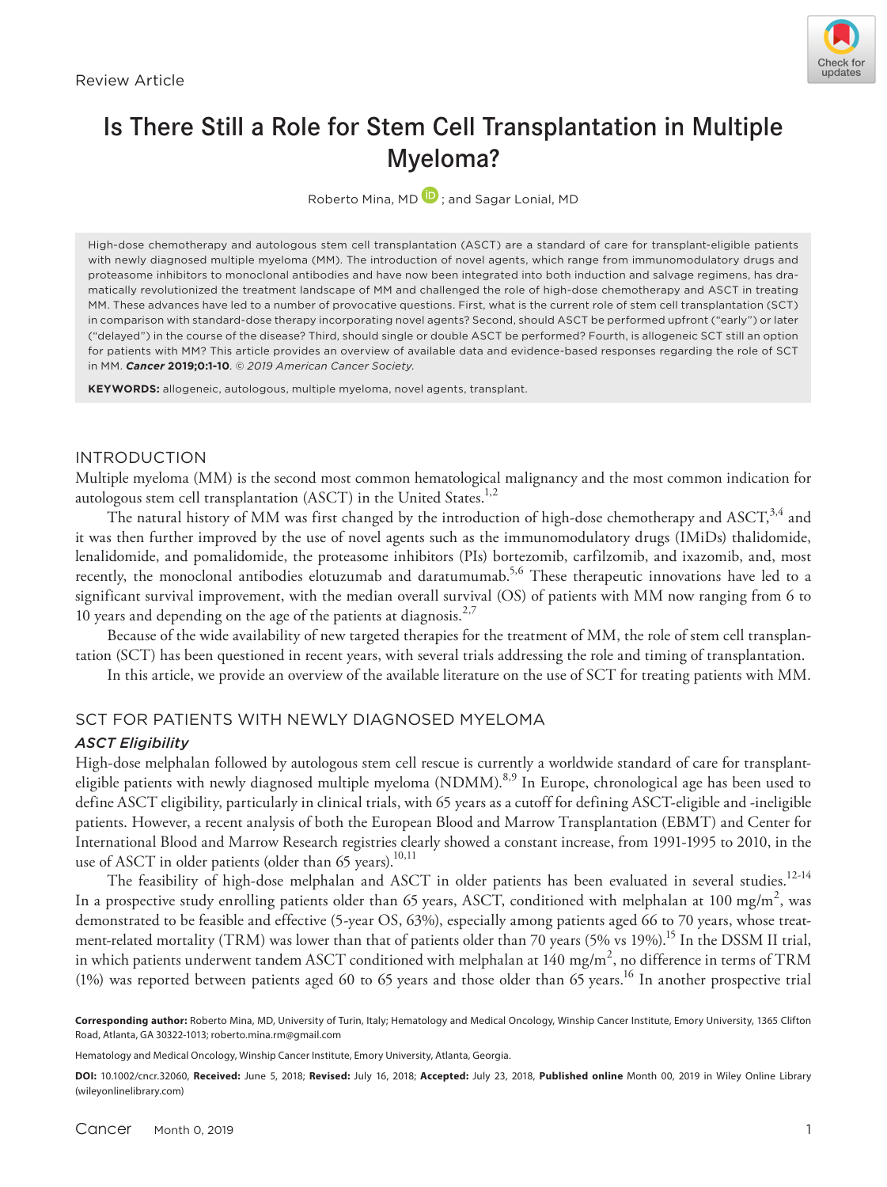Review Article

# Is There Still a Role for Stem Cell Transplantation in Multiple Myeloma?

Roberto Mina, MD; and Sagar Lonial, MD

High-dose chemotherapy and autologous stem cell transplantation (ASCT) are a standard of care for transplant-eligible patients with newly diagnosed multiple myeloma (MM). The introduction of novel agents, which range from immunomodulatory drugs and proteasome inhibitors to monoclonal antibodies and have now been integrated into both induction and salvage regimens, has dramatically revolutionized the treatment landscape of MM and challenged the role of high-dose chemotherapy and ASCT in treating MM. These advances have led to a number of provocative questions. First, what is the current role of stem cell transplantation (SCT) in comparison with standard-dose therapy incorporating novel agents? Second, should ASCT be performed upfront ("early") or later ("delayed") in the course of the disease? Third, should single or double ASCT be performed? Fourth, is allogeneic SCT still an option for patients with MM? This article provides an overview of available data and evidence-based responses regarding the role of SCT in MM. ***Cancer* 2019;0:1-10**. *© 2019 American Cancer Society.*

**KEYWORDS:** allogeneic, autologous, multiple myeloma, novel agents, transplant.

## INTRODUCTION

Multiple myeloma (MM) is the second most common hematological malignancy and the most common indication for autologous stem cell transplantation (ASCT) in the United States.[1,2]

The natural history of MM was first changed by the introduction of high-dose chemotherapy and ASCT,[3,4] and it was then further improved by the use of novel agents such as the immunomodulatory drugs (IMiDs) thalidomide, lenalidomide, and pomalidomide, the proteasome inhibitors (PIs) bortezomib, carfilzomib, and ixazomib, and, most recently, the monoclonal antibodies elotuzumab and daratumumab.[5,6] These therapeutic innovations have led to a significant survival improvement, with the median overall survival (OS) of patients with MM now ranging from 6 to 10 years and depending on the age of the patients at diagnosis.[2,7]

Because of the wide availability of new targeted therapies for the treatment of MM, the role of stem cell transplantation (SCT) has been questioned in recent years, with several trials addressing the role and timing of transplantation.

In this article, we provide an overview of the available literature on the use of SCT for treating patients with MM.

## SCT FOR PATIENTS WITH NEWLY DIAGNOSED MYELOMA

### *ASCT Eligibility*

High-dose melphalan followed by autologous stem cell rescue is currently a worldwide standard of care for transplant-eligible patients with newly diagnosed multiple myeloma (NDMM).[8,9] In Europe, chronological age has been used to define ASCT eligibility, particularly in clinical trials, with 65 years as a cutoff for defining ASCT-eligible and -ineligible patients. However, a recent analysis of both the European Blood and Marrow Transplantation (EBMT) and Center for International Blood and Marrow Research registries clearly showed a constant increase, from 1991-1995 to 2010, in the use of ASCT in older patients (older than 65 years).[10,11]

The feasibility of high-dose melphalan and ASCT in older patients has been evaluated in several studies.[12-14] In a prospective study enrolling patients older than 65 years, ASCT, conditioned with melphalan at 100 mg/m$^2$, was demonstrated to be feasible and effective (5-year OS, 63%), especially among patients aged 66 to 70 years, whose treatment-related mortality (TRM) was lower than that of patients older than 70 years (5% vs 19%).[15] In the DSSM II trial, in which patients underwent tandem ASCT conditioned with melphalan at 140 mg/m$^2$, no difference in terms of TRM (1%) was reported between patients aged 60 to 65 years and those older than 65 years.[16] In another prospective trial

**Corresponding author:** Roberto Mina, MD, University of Turin, Italy; Hematology and Medical Oncology, Winship Cancer Institute, Emory University, 1365 Clifton Road, Atlanta, GA 30322-1013; roberto.mina.rm@gmail.com

Hematology and Medical Oncology, Winship Cancer Institute, Emory University, Atlanta, Georgia.

**DOI:** 10.1002/cncr.32060, **Received:** June 5, 2018; **Revised:** July 16, 2018; **Accepted:** July 23, 2018, **Published online** Month 00, 2019 in Wiley Online Library (wileyonlinelibrary.com)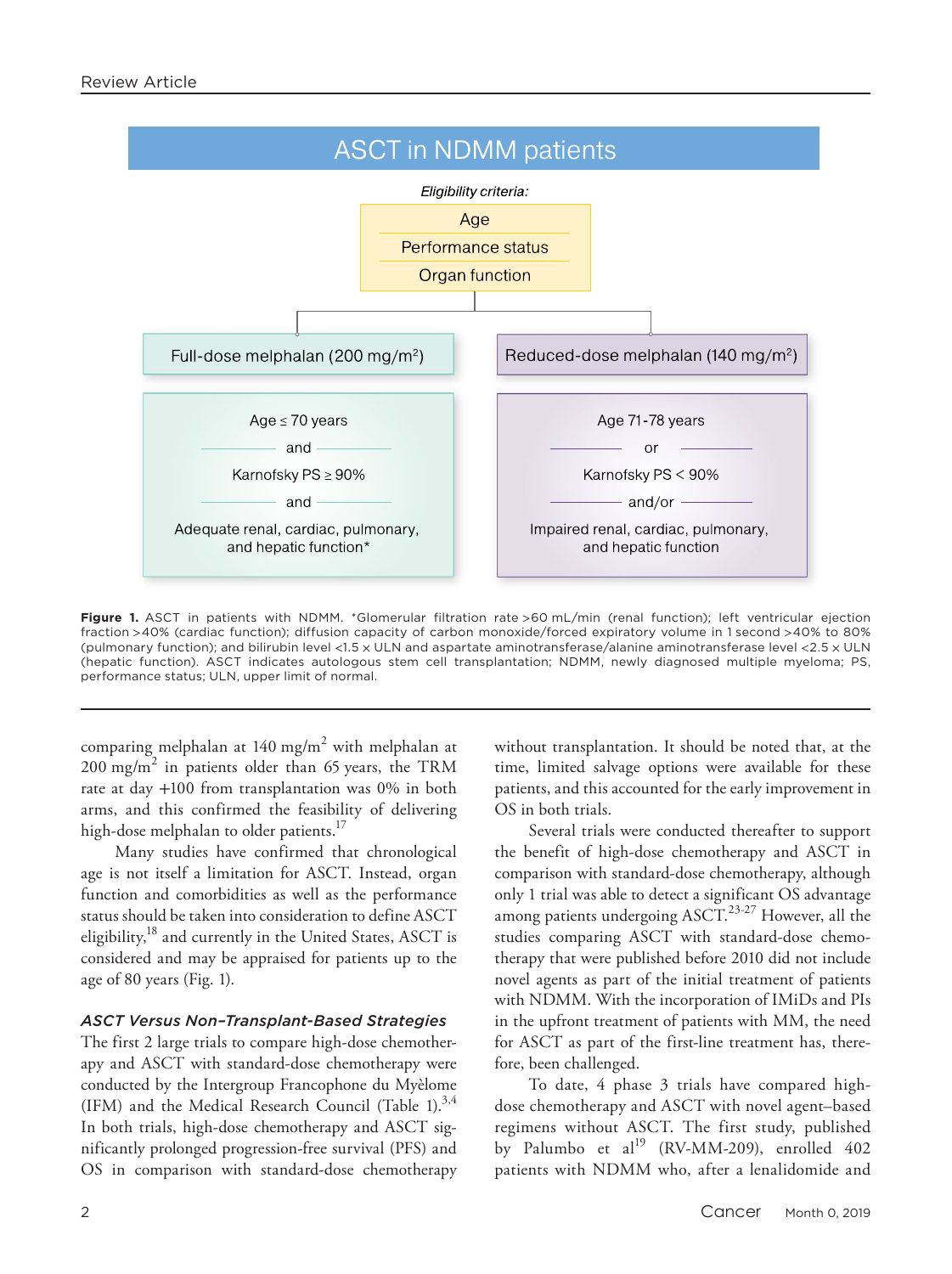ASCT in NDMM patients

*Eligibility criteria:*

- Age
- Performance status
- Organ function

| Full-dose melphalan (200 mg/m$^2$) | Reduced-dose melphalan (140 mg/m$^2$) |
|---|---|
| Age ≤ 70 years | Age 71-78 years |
| and | or |
| Karnofsky PS ≥ 90% | Karnofsky PS < 90% |
| and | and/or |
| Adequate renal, cardiac, pulmonary, and hepatic function* | Impaired renal, cardiac, pulmonary, and hepatic function |

**Figure 1.** ASCT in patients with NDMM. *Glomerular filtration rate >60 mL/min (renal function); left ventricular ejection fraction >40% (cardiac function); diffusion capacity of carbon monoxide/forced expiratory volume in 1 second >40% to 80% (pulmonary function); and bilirubin level <1.5 × ULN and aspartate aminotransferase/alanine aminotransferase level <2.5 × ULN (hepatic function). ASCT indicates autologous stem cell transplantation; NDMM, newly diagnosed multiple myeloma; PS, performance status; ULN, upper limit of normal.

comparing melphalan at 140 mg/m$^2$ with melphalan at 200 mg/m$^2$ in patients older than 65 years, the TRM rate at day +100 from transplantation was 0% in both arms, and this confirmed the feasibility of delivering high-dose melphalan to older patients.[17]

Many studies have confirmed that chronological age is not itself a limitation for ASCT. Instead, organ function and comorbidities as well as the performance status should be taken into consideration to define ASCT eligibility,[18] and currently in the United States, ASCT is considered and may be appraised for patients up to the age of 80 years (Fig. 1).

### *ASCT Versus Non–Transplant-Based Strategies*

The first 2 large trials to compare high-dose chemotherapy and ASCT with standard-dose chemotherapy were conducted by the Intergroup Francophone du Myèlome (IFM) and the Medical Research Council (Table 1).[3,4] In both trials, high-dose chemotherapy and ASCT significantly prolonged progression-free survival (PFS) and OS in comparison with standard-dose chemotherapy without transplantation. It should be noted that, at the time, limited salvage options were available for these patients, and this accounted for the early improvement in OS in both trials.

Several trials were conducted thereafter to support the benefit of high-dose chemotherapy and ASCT in comparison with standard-dose chemotherapy, although only 1 trial was able to detect a significant OS advantage among patients undergoing ASCT.[23-27] However, all the studies comparing ASCT with standard-dose chemotherapy that were published before 2010 did not include novel agents as part of the initial treatment of patients with NDMM. With the incorporation of IMiDs and PIs in the upfront treatment of patients with MM, the need for ASCT as part of the first-line treatment has, therefore, been challenged.

To date, 4 phase 3 trials have compared high-dose chemotherapy and ASCT with novel agent–based regimens without ASCT. The first study, published by Palumbo et al[19] (RV-MM-209), enrolled 402 patients with NDMM who, after a lenalidomide and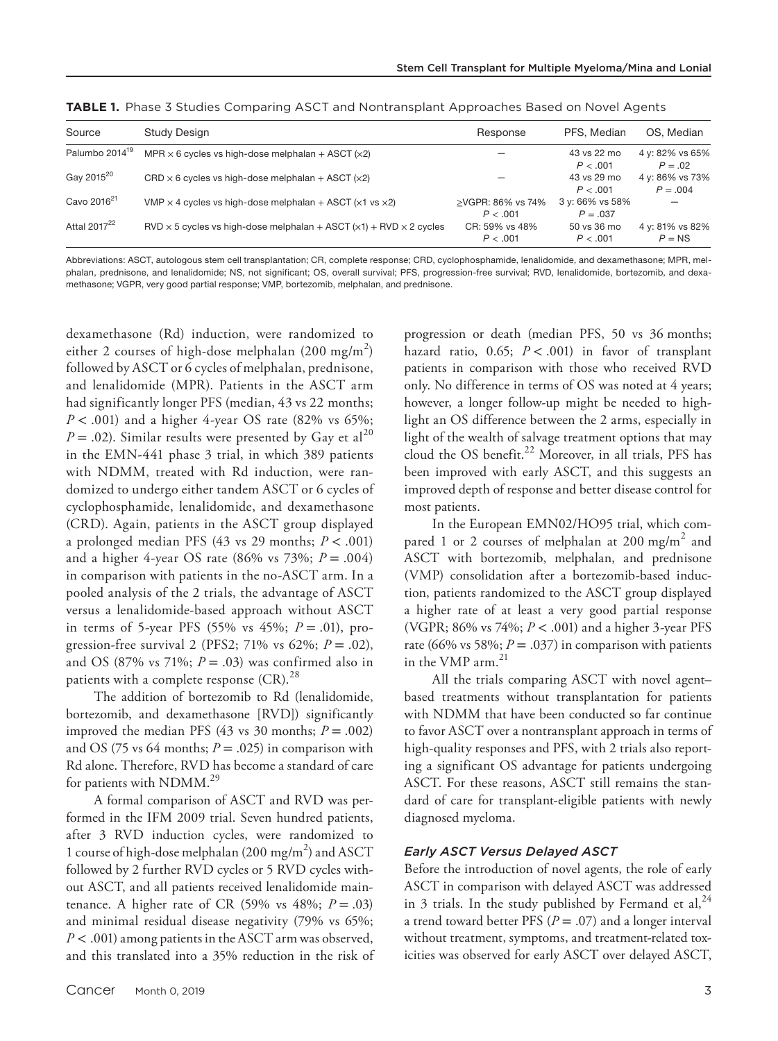**TABLE 1.** Phase 3 Studies Comparing ASCT and Nontransplant Approaches Based on Novel Agents

| Source | Study Design | Response | PFS, Median | OS, Median |
|---|---|---|---|---|
| Palumbo 2014[19] | MPR × 6 cycles vs high-dose melphalan + ASCT (×2) | — | 43 vs 22 mo $P < .001$ | 4 y: 82% vs 65% $P = .02$ |
| Gay 2015[20] | CRD × 6 cycles vs high-dose melphalan + ASCT (×2) | — | 43 vs 29 mo $P < .001$ | 4 y: 86% vs 73% $P = .004$ |
| Cavo 2016[21] | VMP × 4 cycles vs high-dose melphalan + ASCT (×1 vs ×2) | ≥VGPR: 86% vs 74% $P < .001$ | 3 y: 66% vs 58% $P = .037$ | — |
| Attal 2017[22] | RVD × 5 cycles vs high-dose melphalan + ASCT (×1) + RVD × 2 cycles | CR: 59% vs 48% $P < .001$ | 50 vs 36 mo $P < .001$ | 4 y: 81% vs 82% $P =$ NS |

Abbreviations: ASCT, autologous stem cell transplantation; CR, complete response; CRD, cyclophosphamide, lenalidomide, and dexamethasone; MPR, melphalan, prednisone, and lenalidomide; NS, not significant; OS, overall survival; PFS, progression-free survival; RVD, lenalidomide, bortezomib, and dexamethasone; VGPR, very good partial response; VMP, bortezomib, melphalan, and prednisone.

dexamethasone (Rd) induction, were randomized to either 2 courses of high-dose melphalan (200 mg/m$^2$) followed by ASCT or 6 cycles of melphalan, prednisone, and lenalidomide (MPR). Patients in the ASCT arm had significantly longer PFS (median, 43 vs 22 months; $P < .001$) and a higher 4-year OS rate (82% vs 65%; $P = .02$). Similar results were presented by Gay et al[20] in the EMN-441 phase 3 trial, in which 389 patients with NDMM, treated with Rd induction, were randomized to undergo either tandem ASCT or 6 cycles of cyclophosphamide, lenalidomide, and dexamethasone (CRD). Again, patients in the ASCT group displayed a prolonged median PFS (43 vs 29 months; $P < .001$) and a higher 4-year OS rate (86% vs 73%; $P = .004$) in comparison with patients in the no-ASCT arm. In a pooled analysis of the 2 trials, the advantage of ASCT versus a lenalidomide-based approach without ASCT in terms of 5-year PFS (55% vs 45%; $P = .01$), progression-free survival 2 (PFS2; 71% vs 62%; $P = .02$), and OS (87% vs 71%; $P = .03$) was confirmed also in patients with a complete response (CR).[28]

The addition of bortezomib to Rd (lenalidomide, bortezomib, and dexamethasone [RVD]) significantly improved the median PFS (43 vs 30 months; $P = .002$) and OS (75 vs 64 months; $P = .025$) in comparison with Rd alone. Therefore, RVD has become a standard of care for patients with NDMM.[29]

A formal comparison of ASCT and RVD was performed in the IFM 2009 trial. Seven hundred patients, after 3 RVD induction cycles, were randomized to 1 course of high-dose melphalan (200 mg/m$^2$) and ASCT followed by 2 further RVD cycles or 5 RVD cycles without ASCT, and all patients received lenalidomide maintenance. A higher rate of CR (59% vs 48%; $P = .03$) and minimal residual disease negativity (79% vs 65%; $P < .001$) among patients in the ASCT arm was observed, and this translated into a 35% reduction in the risk of progression or death (median PFS, 50 vs 36 months; hazard ratio, 0.65; $P < .001$) in favor of transplant patients in comparison with those who received RVD only. No difference in terms of OS was noted at 4 years; however, a longer follow-up might be needed to highlight an OS difference between the 2 arms, especially in light of the wealth of salvage treatment options that may cloud the OS benefit.[22] Moreover, in all trials, PFS has been improved with early ASCT, and this suggests an improved depth of response and better disease control for most patients.

In the European EMN02/HO95 trial, which compared 1 or 2 courses of melphalan at 200 mg/m$^2$ and ASCT with bortezomib, melphalan, and prednisone (VMP) consolidation after a bortezomib-based induction, patients randomized to the ASCT group displayed a higher rate of at least a very good partial response (VGPR; 86% vs 74%; $P < .001$) and a higher 3-year PFS rate (66% vs 58%; $P = .037$) in comparison with patients in the VMP arm.[21]

All the trials comparing ASCT with novel agent–based treatments without transplantation for patients with NDMM that have been conducted so far continue to favor ASCT over a nontransplant approach in terms of high-quality responses and PFS, with 2 trials also reporting a significant OS advantage for patients undergoing ASCT. For these reasons, ASCT still remains the standard of care for transplant-eligible patients with newly diagnosed myeloma.

### *Early ASCT Versus Delayed ASCT*

Before the introduction of novel agents, the role of early ASCT in comparison with delayed ASCT was addressed in 3 trials. In the study published by Fermand et al,[24] a trend toward better PFS ($P = .07$) and a longer interval without treatment, symptoms, and treatment-related toxicities was observed for early ASCT over delayed ASCT,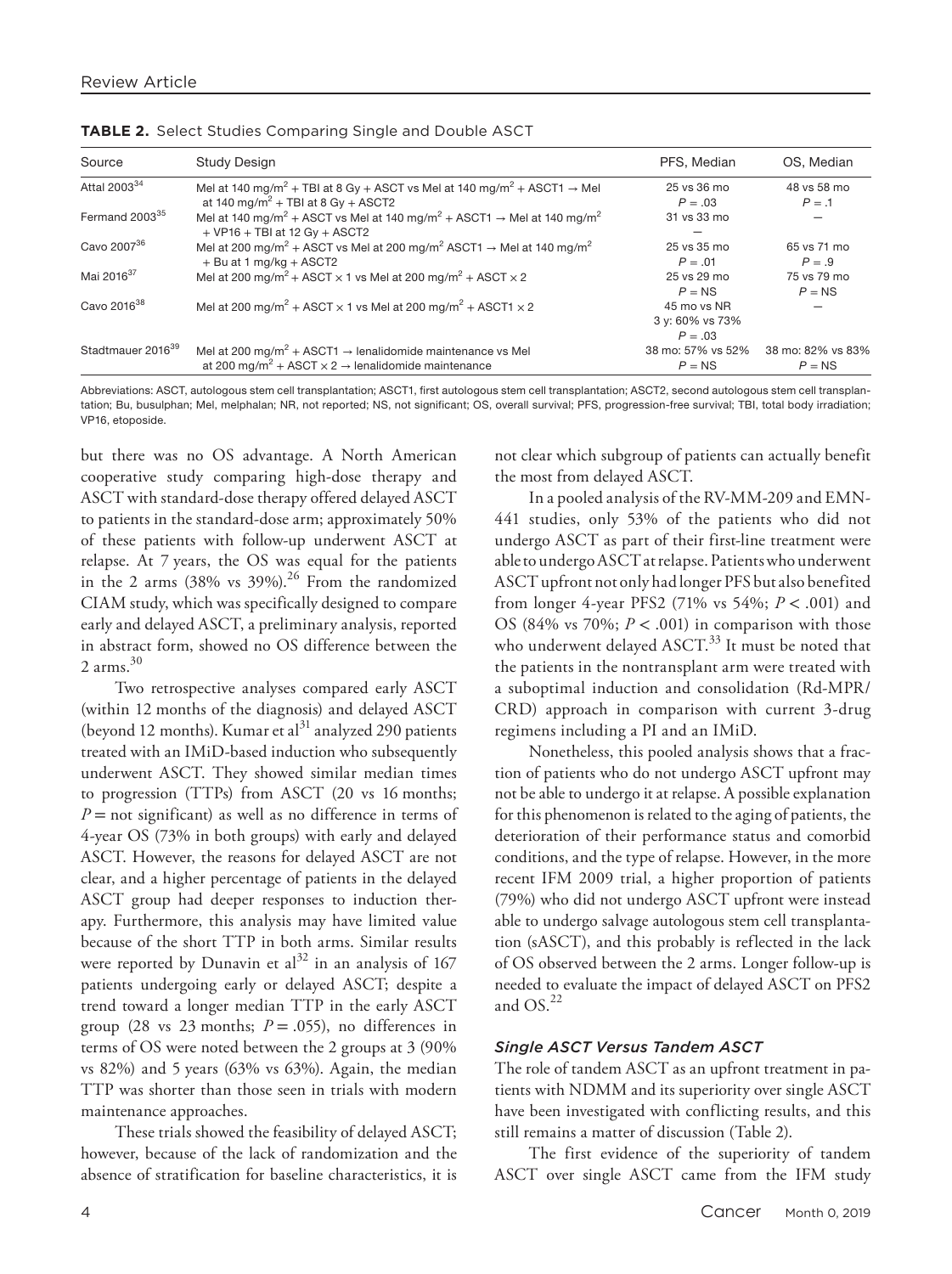**TABLE 2.** Select Studies Comparing Single and Double ASCT

| Source | Study Design | PFS, Median | OS, Median |
|---|---|---|---|
| Attal 2003[34] | Mel at 140 mg/m$^2$ + TBI at 8 Gy + ASCT vs Mel at 140 mg/m$^2$ + ASCT1 → Mel at 140 mg/m$^2$ + TBI at 8 Gy + ASCT2 | 25 vs 36 mo<br>$P = .03$ | 48 vs 58 mo<br>$P = .1$ |
| Fermand 2003[35] | Mel at 140 mg/m$^2$ + ASCT vs Mel at 140 mg/m$^2$ + ASCT1 → Mel at 140 mg/m$^2$ + VP16 + TBI at 12 Gy + ASCT2 | 31 vs 33 mo<br>— | — |
| Cavo 2007[36] | Mel at 200 mg/m$^2$ + ASCT vs Mel at 200 mg/m$^2$ ASCT1 → Mel at 140 mg/m$^2$ + Bu at 1 mg/kg + ASCT2 | 25 vs 35 mo<br>$P = .01$ | 65 vs 71 mo<br>$P = .9$ |
| Mai 2016[37] | Mel at 200 mg/m$^2$ + ASCT × 1 vs Mel at 200 mg/m$^2$ + ASCT × 2 | 25 vs 29 mo<br>$P$ = NS | 75 vs 79 mo<br>$P$ = NS |
| Cavo 2016[38] | Mel at 200 mg/m$^2$ + ASCT × 1 vs Mel at 200 mg/m$^2$ + ASCT1 × 2 | 45 mo vs NR<br>3 y: 60% vs 73%<br>$P = .03$ | — |
| Stadtmauer 2016[39] | Mel at 200 mg/m$^2$ + ASCT1 → lenalidomide maintenance vs Mel at 200 mg/m$^2$ + ASCT × 2 → lenalidomide maintenance | 38 mo: 57% vs 52%<br>$P$ = NS | 38 mo: 82% vs 83%<br>$P$ = NS |

Abbreviations: ASCT, autologous stem cell transplantation; ASCT1, first autologous stem cell transplantation; ASCT2, second autologous stem cell transplantation; Bu, busulphan; Mel, melphalan; NR, not reported; NS, not significant; OS, overall survival; PFS, progression-free survival; TBI, total body irradiation; VP16, etoposide.

but there was no OS advantage. A North American cooperative study comparing high-dose therapy and ASCT with standard-dose therapy offered delayed ASCT to patients in the standard-dose arm; approximately 50% of these patients with follow-up underwent ASCT at relapse. At 7 years, the OS was equal for the patients in the 2 arms (38% vs 39%).[26] From the randomized CIAM study, which was specifically designed to compare early and delayed ASCT, a preliminary analysis, reported in abstract form, showed no OS difference between the 2 arms.[30]

Two retrospective analyses compared early ASCT (within 12 months of the diagnosis) and delayed ASCT (beyond 12 months). Kumar et al[31] analyzed 290 patients treated with an IMiD-based induction who subsequently underwent ASCT. They showed similar median times to progression (TTPs) from ASCT (20 vs 16 months; $P$ = not significant) as well as no difference in terms of 4-year OS (73% in both groups) with early and delayed ASCT. However, the reasons for delayed ASCT are not clear, and a higher percentage of patients in the delayed ASCT group had deeper responses to induction therapy. Furthermore, this analysis may have limited value because of the short TTP in both arms. Similar results were reported by Dunavin et al[32] in an analysis of 167 patients undergoing early or delayed ASCT; despite a trend toward a longer median TTP in the early ASCT group (28 vs 23 months; $P = .055$), no differences in terms of OS were noted between the 2 groups at 3 (90% vs 82%) and 5 years (63% vs 63%). Again, the median TTP was shorter than those seen in trials with modern maintenance approaches.

These trials showed the feasibility of delayed ASCT; however, because of the lack of randomization and the absence of stratification for baseline characteristics, it is not clear which subgroup of patients can actually benefit the most from delayed ASCT.

In a pooled analysis of the RV-MM-209 and EMN-441 studies, only 53% of the patients who did not undergo ASCT as part of their first-line treatment were able to undergo ASCT at relapse. Patients who underwent ASCT upfront not only had longer PFS but also benefited from longer 4-year PFS2 (71% vs 54%; $P < .001$) and OS (84% vs 70%; $P < .001$) in comparison with those who underwent delayed ASCT.[33] It must be noted that the patients in the nontransplant arm were treated with a suboptimal induction and consolidation (Rd-MPR/CRD) approach in comparison with current 3-drug regimens including a PI and an IMiD.

Nonetheless, this pooled analysis shows that a fraction of patients who do not undergo ASCT upfront may not be able to undergo it at relapse. A possible explanation for this phenomenon is related to the aging of patients, the deterioration of their performance status and comorbid conditions, and the type of relapse. However, in the more recent IFM 2009 trial, a higher proportion of patients (79%) who did not undergo ASCT upfront were instead able to undergo salvage autologous stem cell transplantation (sASCT), and this probably is reflected in the lack of OS observed between the 2 arms. Longer follow-up is needed to evaluate the impact of delayed ASCT on PFS2 and OS.[22]

### *Single ASCT Versus Tandem ASCT*

The role of tandem ASCT as an upfront treatment in patients with NDMM and its superiority over single ASCT have been investigated with conflicting results, and this still remains a matter of discussion (Table 2).

The first evidence of the superiority of tandem ASCT over single ASCT came from the IFM study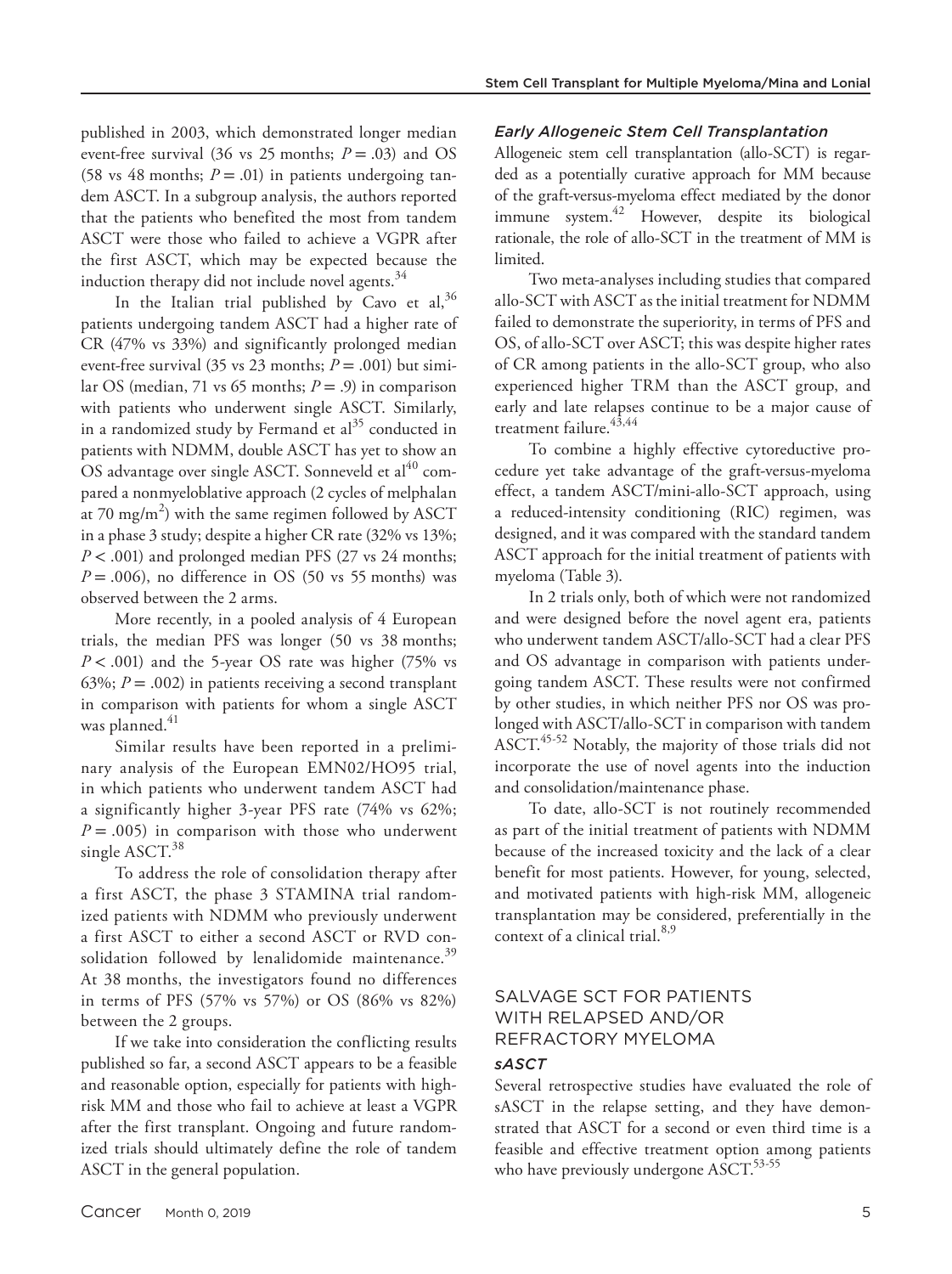published in 2003, which demonstrated longer median event-free survival (36 vs 25 months; $P = .03$) and OS (58 vs 48 months; $P = .01$) in patients undergoing tandem ASCT. In a subgroup analysis, the authors reported that the patients who benefited the most from tandem ASCT were those who failed to achieve a VGPR after the first ASCT, which may be expected because the induction therapy did not include novel agents.[34]

In the Italian trial published by Cavo et al,[36] patients undergoing tandem ASCT had a higher rate of CR (47% vs 33%) and significantly prolonged median event-free survival (35 vs 23 months; $P = .001$) but similar OS (median, 71 vs 65 months; $P = .9$) in comparison with patients who underwent single ASCT. Similarly, in a randomized study by Fermand et al[35] conducted in patients with NDMM, double ASCT has yet to show an OS advantage over single ASCT. Sonneveld et al[40] compared a nonmyeloblative approach (2 cycles of melphalan at 70 mg/m$^2$) with the same regimen followed by ASCT in a phase 3 study; despite a higher CR rate (32% vs 13%; $P < .001$) and prolonged median PFS (27 vs 24 months; $P = .006$), no difference in OS (50 vs 55 months) was observed between the 2 arms.

More recently, in a pooled analysis of 4 European trials, the median PFS was longer (50 vs 38 months; $P < .001$) and the 5-year OS rate was higher (75% vs 63%; $P = .002$) in patients receiving a second transplant in comparison with patients for whom a single ASCT was planned.[41]

Similar results have been reported in a preliminary analysis of the European EMN02/HO95 trial, in which patients who underwent tandem ASCT had a significantly higher 3-year PFS rate (74% vs 62%; $P = .005$) in comparison with those who underwent single ASCT.[38]

To address the role of consolidation therapy after a first ASCT, the phase 3 STAMINA trial randomized patients with NDMM who previously underwent a first ASCT to either a second ASCT or RVD consolidation followed by lenalidomide maintenance.[39] At 38 months, the investigators found no differences in terms of PFS (57% vs 57%) or OS (86% vs 82%) between the 2 groups.

If we take into consideration the conflicting results published so far, a second ASCT appears to be a feasible and reasonable option, especially for patients with high-risk MM and those who fail to achieve at least a VGPR after the first transplant. Ongoing and future randomized trials should ultimately define the role of tandem ASCT in the general population.

### *Early Allogeneic Stem Cell Transplantation*

Allogeneic stem cell transplantation (allo-SCT) is regarded as a potentially curative approach for MM because of the graft-versus-myeloma effect mediated by the donor immune system.[42] However, despite its biological rationale, the role of allo-SCT in the treatment of MM is limited.

Two meta-analyses including studies that compared allo-SCT with ASCT as the initial treatment for NDMM failed to demonstrate the superiority, in terms of PFS and OS, of allo-SCT over ASCT; this was despite higher rates of CR among patients in the allo-SCT group, who also experienced higher TRM than the ASCT group, and early and late relapses continue to be a major cause of treatment failure.[43,44]

To combine a highly effective cytoreductive procedure yet take advantage of the graft-versus-myeloma effect, a tandem ASCT/mini-allo-SCT approach, using a reduced-intensity conditioning (RIC) regimen, was designed, and it was compared with the standard tandem ASCT approach for the initial treatment of patients with myeloma (Table 3).

In 2 trials only, both of which were not randomized and were designed before the novel agent era, patients who underwent tandem ASCT/allo-SCT had a clear PFS and OS advantage in comparison with patients undergoing tandem ASCT. These results were not confirmed by other studies, in which neither PFS nor OS was prolonged with ASCT/allo-SCT in comparison with tandem ASCT.[45-52] Notably, the majority of those trials did not incorporate the use of novel agents into the induction and consolidation/maintenance phase.

To date, allo-SCT is not routinely recommended as part of the initial treatment of patients with NDMM because of the increased toxicity and the lack of a clear benefit for most patients. However, for young, selected, and motivated patients with high-risk MM, allogeneic transplantation may be considered, preferentially in the context of a clinical trial.[8,9]

## SALVAGE SCT FOR PATIENTS WITH RELAPSED AND/OR REFRACTORY MYELOMA

### *sASCT*

Several retrospective studies have evaluated the role of sASCT in the relapse setting, and they have demonstrated that ASCT for a second or even third time is a feasible and effective treatment option among patients who have previously undergone ASCT.[53-55]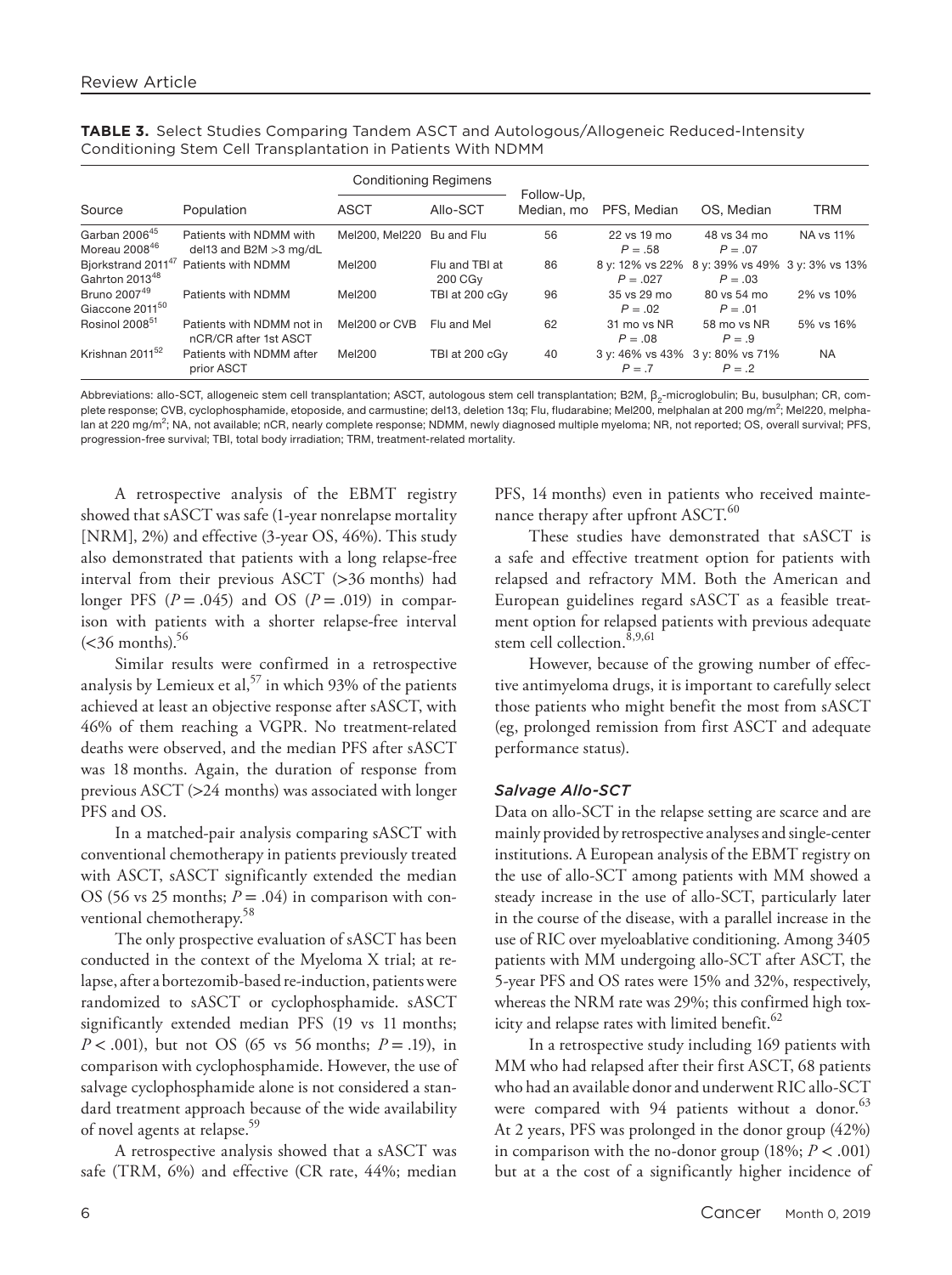**TABLE 3.** Select Studies Comparing Tandem ASCT and Autologous/Allogeneic Reduced-Intensity Conditioning Stem Cell Transplantation in Patients With NDMM

| Source | Population | Conditioning Regimens | | Follow-Up, Median, mo | PFS, Median | OS, Median | TRM |
|---|---|---|---|---|---|---|---|
| | | ASCT | Allo-SCT | | | | |
| Garban 2006[45] Moreau 2008[46] | Patients with NDMM with del13 and B2M >3 mg/dL | Mel200, Mel220 | Bu and Flu | 56 | 22 vs 19 mo $P = .58$ | 48 vs 34 mo $P = .07$ | NA vs 11% |
| Bjorkstrand 2011[47] Gahrton 2013[48] | Patients with NDMM | Mel200 | Flu and TBI at 200 CGy | 86 | 8 y: 12% vs 22% $P = .027$ | 8 y: 39% vs 49% $P = .03$ | 3 y: 3% vs 13% |
| Bruno 2007[49] Giaccone 2011[50] | Patients with NDMM | Mel200 | TBI at 200 cGy | 96 | 35 vs 29 mo $P = .02$ | 80 vs 54 mo $P = .01$ | 2% vs 10% |
| Rosinol 2008[51] | Patients with NDMM not in nCR/CR after 1st ASCT | Mel200 or CVB | Flu and Mel | 62 | 31 mo vs NR $P = .08$ | 58 mo vs NR $P = .9$ | 5% vs 16% |
| Krishnan 2011[52] | Patients with NDMM after prior ASCT | Mel200 | TBI at 200 cGy | 40 | 3 y: 46% vs 43% $P = .7$ | 3 y: 80% vs 71% $P = .2$ | NA |

Abbreviations: allo-SCT, allogeneic stem cell transplantation; ASCT, autologous stem cell transplantation; B2M, $\beta_2$-microglobulin; Bu, busulphan; CR, complete response; CVB, cyclophosphamide, etoposide, and carmustine; del13, deletion 13q; Flu, fludarabine; Mel200, melphalan at 200 mg/m$^2$; Mel220, melphalan at 220 mg/m$^2$; NA, not available; nCR, nearly complete response; NDMM, newly diagnosed multiple myeloma; NR, not reported; OS, overall survival; PFS, progression-free survival; TBI, total body irradiation; TRM, treatment-related mortality.

A retrospective analysis of the EBMT registry showed that sASCT was safe (1-year nonrelapse mortality [NRM], 2%) and effective (3-year OS, 46%). This study also demonstrated that patients with a long relapse-free interval from their previous ASCT (>36 months) had longer PFS ($P = .045$) and OS ($P = .019$) in comparison with patients with a shorter relapse-free interval (<36 months).[56]

Similar results were confirmed in a retrospective analysis by Lemieux et al,[57] in which 93% of the patients achieved at least an objective response after sASCT, with 46% of them reaching a VGPR. No treatment-related deaths were observed, and the median PFS after sASCT was 18 months. Again, the duration of response from previous ASCT (>24 months) was associated with longer PFS and OS.

In a matched-pair analysis comparing sASCT with conventional chemotherapy in patients previously treated with ASCT, sASCT significantly extended the median OS (56 vs 25 months; $P = .04$) in comparison with conventional chemotherapy.[58]

The only prospective evaluation of sASCT has been conducted in the context of the Myeloma X trial; at relapse, after a bortezomib-based re-induction, patients were randomized to sASCT or cyclophosphamide. sASCT significantly extended median PFS (19 vs 11 months; $P < .001$), but not OS (65 vs 56 months; $P = .19$), in comparison with cyclophosphamide. However, the use of salvage cyclophosphamide alone is not considered a standard treatment approach because of the wide availability of novel agents at relapse.[59]

A retrospective analysis showed that a sASCT was safe (TRM, 6%) and effective (CR rate, 44%; median PFS, 14 months) even in patients who received maintenance therapy after upfront ASCT.[60]

These studies have demonstrated that sASCT is a safe and effective treatment option for patients with relapsed and refractory MM. Both the American and European guidelines regard sASCT as a feasible treatment option for relapsed patients with previous adequate stem cell collection.[8,9,61]

However, because of the growing number of effective antimyeloma drugs, it is important to carefully select those patients who might benefit the most from sASCT (eg, prolonged remission from first ASCT and adequate performance status).

### *Salvage Allo-SCT*

Data on allo-SCT in the relapse setting are scarce and are mainly provided by retrospective analyses and single-center institutions. A European analysis of the EBMT registry on the use of allo-SCT among patients with MM showed a steady increase in the use of allo-SCT, particularly later in the course of the disease, with a parallel increase in the use of RIC over myeloablative conditioning. Among 3405 patients with MM undergoing allo-SCT after ASCT, the 5-year PFS and OS rates were 15% and 32%, respectively, whereas the NRM rate was 29%; this confirmed high toxicity and relapse rates with limited benefit.[62]

In a retrospective study including 169 patients with MM who had relapsed after their first ASCT, 68 patients who had an available donor and underwent RIC allo-SCT were compared with 94 patients without a donor.[63] At 2 years, PFS was prolonged in the donor group (42%) in comparison with the no-donor group (18%; $P < .001$) but at a the cost of a significantly higher incidence of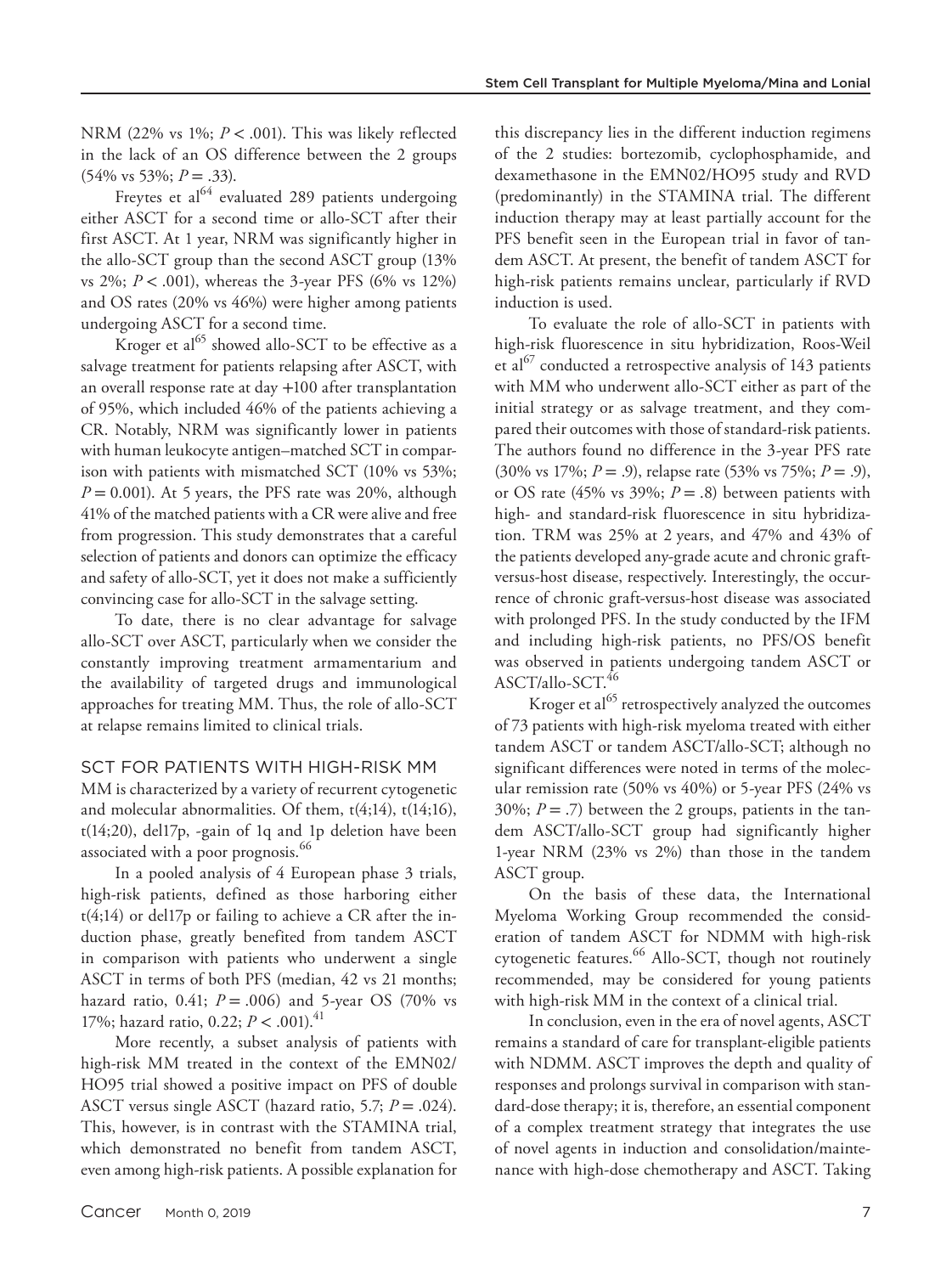NRM (22% vs 1%; $P < .001$). This was likely reflected in the lack of an OS difference between the 2 groups (54% vs 53%; $P = .33$).

Freytes et al[64] evaluated 289 patients undergoing either ASCT for a second time or allo-SCT after their first ASCT. At 1 year, NRM was significantly higher in the allo-SCT group than the second ASCT group (13% vs 2%; $P < .001$), whereas the 3-year PFS (6% vs 12%) and OS rates (20% vs 46%) were higher among patients undergoing ASCT for a second time.

Kroger et al[65] showed allo-SCT to be effective as a salvage treatment for patients relapsing after ASCT, with an overall response rate at day +100 after transplantation of 95%, which included 46% of the patients achieving a CR. Notably, NRM was significantly lower in patients with human leukocyte antigen–matched SCT in comparison with patients with mismatched SCT (10% vs 53%; $P = 0.001$). At 5 years, the PFS rate was 20%, although 41% of the matched patients with a CR were alive and free from progression. This study demonstrates that a careful selection of patients and donors can optimize the efficacy and safety of allo-SCT, yet it does not make a sufficiently convincing case for allo-SCT in the salvage setting.

To date, there is no clear advantage for salvage allo-SCT over ASCT, particularly when we consider the constantly improving treatment armamentarium and the availability of targeted drugs and immunological approaches for treating MM. Thus, the role of allo-SCT at relapse remains limited to clinical trials.

## SCT FOR PATIENTS WITH HIGH-RISK MM

MM is characterized by a variety of recurrent cytogenetic and molecular abnormalities. Of them, t(4;14), t(14;16), t(14;20), del17p, -gain of 1q and 1p deletion have been associated with a poor prognosis.[66]

In a pooled analysis of 4 European phase 3 trials, high-risk patients, defined as those harboring either t(4;14) or del17p or failing to achieve a CR after the induction phase, greatly benefited from tandem ASCT in comparison with patients who underwent a single ASCT in terms of both PFS (median, 42 vs 21 months; hazard ratio, 0.41; $P = .006$) and 5-year OS (70% vs 17%; hazard ratio, 0.22; $P < .001$).[41]

More recently, a subset analysis of patients with high-risk MM treated in the context of the EMN02/HO95 trial showed a positive impact on PFS of double ASCT versus single ASCT (hazard ratio, 5.7; $P = .024$). This, however, is in contrast with the STAMINA trial, which demonstrated no benefit from tandem ASCT, even among high-risk patients. A possible explanation for this discrepancy lies in the different induction regimens of the 2 studies: bortezomib, cyclophosphamide, and dexamethasone in the EMN02/HO95 study and RVD (predominantly) in the STAMINA trial. The different induction therapy may at least partially account for the PFS benefit seen in the European trial in favor of tandem ASCT. At present, the benefit of tandem ASCT for high-risk patients remains unclear, particularly if RVD induction is used.

To evaluate the role of allo-SCT in patients with high-risk fluorescence in situ hybridization, Roos-Weil et al[67] conducted a retrospective analysis of 143 patients with MM who underwent allo-SCT either as part of the initial strategy or as salvage treatment, and they compared their outcomes with those of standard-risk patients. The authors found no difference in the 3-year PFS rate (30% vs 17%; $P = .9$), relapse rate (53% vs 75%; $P = .9$), or OS rate (45% vs 39%; $P = .8$) between patients with high- and standard-risk fluorescence in situ hybridization. TRM was 25% at 2 years, and 47% and 43% of the patients developed any-grade acute and chronic graft-versus-host disease, respectively. Interestingly, the occurrence of chronic graft-versus-host disease was associated with prolonged PFS. In the study conducted by the IFM and including high-risk patients, no PFS/OS benefit was observed in patients undergoing tandem ASCT or ASCT/allo-SCT.[46]

Kroger et al[65] retrospectively analyzed the outcomes of 73 patients with high-risk myeloma treated with either tandem ASCT or tandem ASCT/allo-SCT; although no significant differences were noted in terms of the molecular remission rate (50% vs 40%) or 5-year PFS (24% vs 30%; $P = .7$) between the 2 groups, patients in the tandem ASCT/allo-SCT group had significantly higher 1-year NRM (23% vs 2%) than those in the tandem ASCT group.

On the basis of these data, the International Myeloma Working Group recommended the consideration of tandem ASCT for NDMM with high-risk cytogenetic features.[66] Allo-SCT, though not routinely recommended, may be considered for young patients with high-risk MM in the context of a clinical trial.

In conclusion, even in the era of novel agents, ASCT remains a standard of care for transplant-eligible patients with NDMM. ASCT improves the depth and quality of responses and prolongs survival in comparison with standard-dose therapy; it is, therefore, an essential component of a complex treatment strategy that integrates the use of novel agents in induction and consolidation/maintenance with high-dose chemotherapy and ASCT. Taking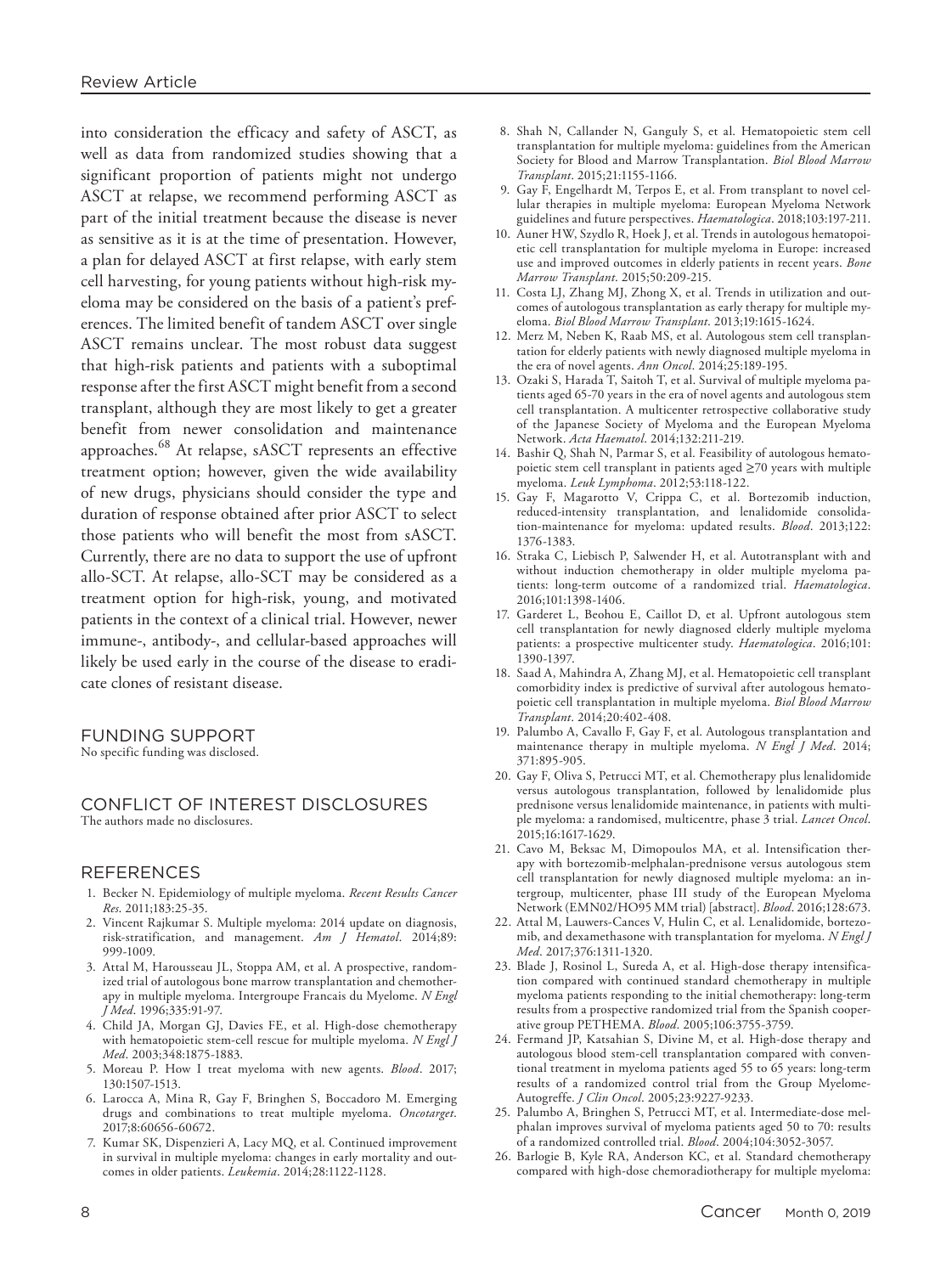into consideration the efficacy and safety of ASCT, as well as data from randomized studies showing that a significant proportion of patients might not undergo ASCT at relapse, we recommend performing ASCT as part of the initial treatment because the disease is never as sensitive as it is at the time of presentation. However, a plan for delayed ASCT at first relapse, with early stem cell harvesting, for young patients without high-risk myeloma may be considered on the basis of a patient's preferences. The limited benefit of tandem ASCT over single ASCT remains unclear. The most robust data suggest that high-risk patients and patients with a suboptimal response after the first ASCT might benefit from a second transplant, although they are most likely to get a greater benefit from newer consolidation and maintenance approaches.[68] At relapse, sASCT represents an effective treatment option; however, given the wide availability of new drugs, physicians should consider the type and duration of response obtained after prior ASCT to select those patients who will benefit the most from sASCT. Currently, there are no data to support the use of upfront allo-SCT. At relapse, allo-SCT may be considered as a treatment option for high-risk, young, and motivated patients in the context of a clinical trial. However, newer immune-, antibody-, and cellular-based approaches will likely be used early in the course of the disease to eradicate clones of resistant disease.

## FUNDING SUPPORT

No specific funding was disclosed.

## CONFLICT OF INTEREST DISCLOSURES

The authors made no disclosures.

## REFERENCES

1. Becker N. Epidemiology of multiple myeloma. *Recent Results Cancer Res*. 2011;183:25-35.
2. Vincent Rajkumar S. Multiple myeloma: 2014 update on diagnosis, risk-stratification, and management. *Am J Hematol*. 2014;89:999-1009.
3. Attal M, Harousseau JL, Stoppa AM, et al. A prospective, randomized trial of autologous bone marrow transplantation and chemotherapy in multiple myeloma. Intergroupe Francais du Myelome. *N Engl J Med*. 1996;335:91-97.
4. Child JA, Morgan GJ, Davies FE, et al. High-dose chemotherapy with hematopoietic stem-cell rescue for multiple myeloma. *N Engl J Med*. 2003;348:1875-1883.
5. Moreau P. How I treat myeloma with new agents. *Blood*. 2017;130:1507-1513.
6. Larocca A, Mina R, Gay F, Bringhen S, Boccadoro M. Emerging drugs and combinations to treat multiple myeloma. *Oncotarget*. 2017;8:60656-60672.
7. Kumar SK, Dispenzieri A, Lacy MQ, et al. Continued improvement in survival in multiple myeloma: changes in early mortality and outcomes in older patients. *Leukemia*. 2014;28:1122-1128.
8. Shah N, Callander N, Ganguly S, et al. Hematopoietic stem cell transplantation for multiple myeloma: guidelines from the American Society for Blood and Marrow Transplantation. *Biol Blood Marrow Transplant*. 2015;21:1155-1166.
9. Gay F, Engelhardt M, Terpos E, et al. From transplant to novel cellular therapies in multiple myeloma: European Myeloma Network guidelines and future perspectives. *Haematologica*. 2018;103:197-211.
10. Auner HW, Szydlo R, Hoek J, et al. Trends in autologous hematopoietic cell transplantation for multiple myeloma in Europe: increased use and improved outcomes in elderly patients in recent years. *Bone Marrow Transplant*. 2015;50:209-215.
11. Costa LJ, Zhang MJ, Zhong X, et al. Trends in utilization and outcomes of autologous transplantation as early therapy for multiple myeloma. *Biol Blood Marrow Transplant*. 2013;19:1615-1624.
12. Merz M, Neben K, Raab MS, et al. Autologous stem cell transplantation for elderly patients with newly diagnosed multiple myeloma in the era of novel agents. *Ann Oncol*. 2014;25:189-195.
13. Ozaki S, Harada T, Saitoh T, et al. Survival of multiple myeloma patients aged 65-70 years in the era of novel agents and autologous stem cell transplantation. A multicenter retrospective collaborative study of the Japanese Society of Myeloma and the European Myeloma Network. *Acta Haematol*. 2014;132:211-219.
14. Bashir Q, Shah N, Parmar S, et al. Feasibility of autologous hematopoietic stem cell transplant in patients aged ≥70 years with multiple myeloma. *Leuk Lymphoma*. 2012;53:118-122.
15. Gay F, Magarotto V, Crippa C, et al. Bortezomib induction, reduced-intensity transplantation, and lenalidomide consolidation-maintenance for myeloma: updated results. *Blood*. 2013;122:1376-1383.
16. Straka C, Liebisch P, Salwender H, et al. Autotransplant with and without induction chemotherapy in older multiple myeloma patients: long-term outcome of a randomized trial. *Haematologica*. 2016;101:1398-1406.
17. Garderet L, Beohou E, Caillot D, et al. Upfront autologous stem cell transplantation for newly diagnosed elderly multiple myeloma patients: a prospective multicenter study. *Haematologica*. 2016;101:1390-1397.
18. Saad A, Mahindra A, Zhang MJ, et al. Hematopoietic cell transplant comorbidity index is predictive of survival after autologous hematopoietic cell transplantation in multiple myeloma. *Biol Blood Marrow Transplant*. 2014;20:402-408.
19. Palumbo A, Cavallo F, Gay F, et al. Autologous transplantation and maintenance therapy in multiple myeloma. *N Engl J Med*. 2014;371:895-905.
20. Gay F, Oliva S, Petrucci MT, et al. Chemotherapy plus lenalidomide versus autologous transplantation, followed by lenalidomide plus prednisone versus lenalidomide maintenance, in patients with multiple myeloma: a randomised, multicentre, phase 3 trial. *Lancet Oncol*. 2015;16:1617-1629.
21. Cavo M, Beksac M, Dimopoulos MA, et al. Intensification therapy with bortezomib-melphalan-prednisone versus autologous stem cell transplantation for newly diagnosed multiple myeloma: an intergroup, multicenter, phase III study of the European Myeloma Network (EMN02/HO95 MM trial) [abstract]. *Blood*. 2016;128:673.
22. Attal M, Lauwers-Cances V, Hulin C, et al. Lenalidomide, bortezomib, and dexamethasone with transplantation for myeloma. *N Engl J Med*. 2017;376:1311-1320.
23. Blade J, Rosinol L, Sureda A, et al. High-dose therapy intensification compared with continued standard chemotherapy in multiple myeloma patients responding to the initial chemotherapy: long-term results from a prospective randomized trial from the Spanish cooperative group PETHEMA. *Blood*. 2005;106:3755-3759.
24. Fermand JP, Katsahian S, Divine M, et al. High-dose therapy and autologous blood stem-cell transplantation compared with conventional treatment in myeloma patients aged 55 to 65 years: long-term results of a randomized control trial from the Group Myelome-Autogreffe. *J Clin Oncol*. 2005;23:9227-9233.
25. Palumbo A, Bringhen S, Petrucci MT, et al. Intermediate-dose melphalan improves survival of myeloma patients aged 50 to 70: results of a randomized controlled trial. *Blood*. 2004;104:3052-3057.
26. Barlogie B, Kyle RA, Anderson KC, et al. Standard chemotherapy compared with high-dose chemoradiotherapy for multiple myeloma: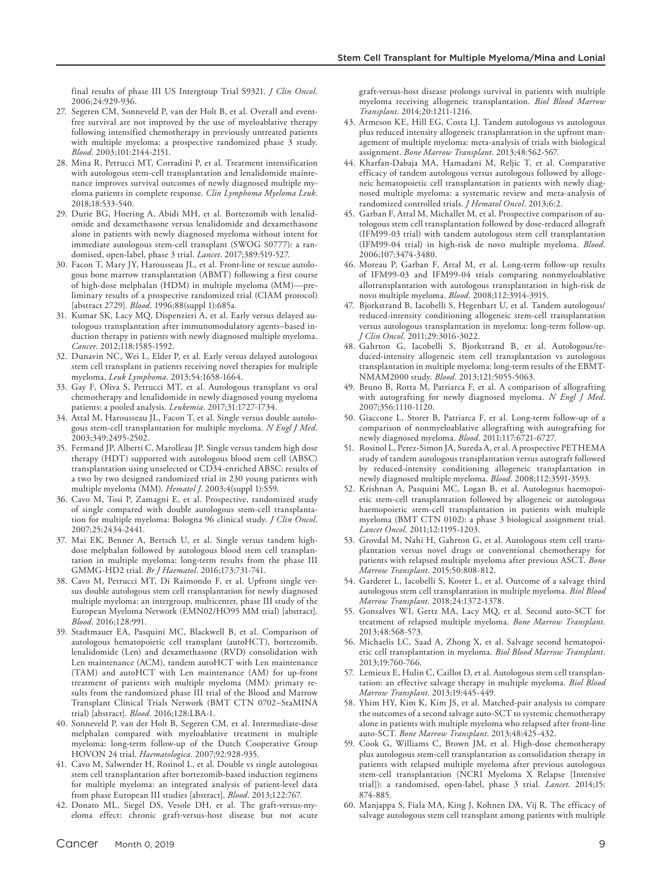final results of phase III US Intergroup Trial S9321. *J Clin Oncol*. 2006;24:929-936.

27. Segeren CM, Sonneveld P, van der Holt B, et al. Overall and event-free survival are not improved by the use of myeloablative therapy following intensified chemotherapy in previously untreated patients with multiple myeloma: a prospective randomized phase 3 study. *Blood*. 2003;101:2144-2151.
28. Mina R, Petrucci MT, Corradini P, et al. Treatment intensification with autologous stem-cell transplantation and lenalidomide maintenance improves survival outcomes of newly diagnosed multiple myeloma patients in complete response. *Clin Lymphoma Myeloma Leuk*. 2018;18:533-540.
29. Durie BG, Hoering A, Abidi MH, et al. Bortezomib with lenalidomide and dexamethasone versus lenalidomide and dexamethasone alone in patients with newly diagnosed myeloma without intent for immediate autologous stem-cell transplant (SWOG S0777): a randomised, open-label, phase 3 trial. *Lancet*. 2017;389:519-527.
30. Facon T, Mary JY, Harousseau JL, et al. Front-line or rescue autologous bone marrow transplantation (ABMT) following a first course of high-dose melphalan (HDM) in multiple myeloma (MM)—preliminary results of a prospective randomized trial (CIAM protocol) [abstract 2729]. *Blood*. 1996;88(suppl 1):685a.
31. Kumar SK, Lacy MQ, Dispenzieri A, et al. Early versus delayed autologous transplantation after immunomodulatory agents–based induction therapy in patients with newly diagnosed multiple myeloma. *Cancer*. 2012;118:1585-1592.
32. Dunavin NC, Wei L, Elder P, et al. Early versus delayed autologous stem cell transplant in patients receiving novel therapies for multiple myeloma. *Leuk Lymphoma*. 2013;54:1658-1664.
33. Gay F, Oliva S, Petrucci MT, et al. Autologous transplant vs oral chemotherapy and lenalidomide in newly diagnosed young myeloma patients: a pooled analysis. *Leukemia*. 2017;31:1727-1734.
34. Attal M, Harousseau JL, Facon T, et al. Single versus double autologous stem-cell transplantation for multiple myeloma. *N Engl J Med*. 2003;349:2495-2502.
35. Fermand JP, Alberti C, Marolleau JP. Single versus tandem high dose therapy (HDT) supported with autologous blood stem cell (ABSC) transplantation using unselected or CD34-enriched ABSC: results of a two by two designed randomized trial in 230 young patients with multiple myeloma (MM). *Hematol J*. 2003;4(suppl 1):S59.
36. Cavo M, Tosi P, Zamagni E, et al. Prospective, randomized study of single compared with double autologous stem-cell transplantation for multiple myeloma: Bologna 96 clinical study. *J Clin Oncol*. 2007;25:2434-2441.
37. Mai EK, Benner A, Bertsch U, et al. Single versus tandem high-dose melphalan followed by autologous blood stem cell transplantation in multiple myeloma: long-term results from the phase III GMMG-HD2 trial. *Br J Haematol*. 2016;173:731-741.
38. Cavo M, Petrucci MT, Di Raimondo F, et al. Upfront single versus double autologous stem cell transplantation for newly diagnosed multiple myeloma: an intergroup, multicenter, phase III study of the European Myeloma Network (EMN02/HO95 MM trial) [abstract]. *Blood*. 2016;128:991.
39. Stadtmauer EA, Pasquini MC, Blackwell B, et al. Comparison of autologous hematopoietic cell transplant (autoHCT), bortezomib, lenalidomide (Len) and dexamethasone (RVD) consolidation with Len maintenance (ACM), tandem autoHCT with Len maintenance (TAM) and autoHCT with Len maintenance (AM) for up-front treatment of patients with multiple myeloma (MM): primary results from the randomized phase III trial of the Blood and Marrow Transplant Clinical Trials Network (BMT CTN 0702–StaMINA trial) [abstract]. *Blood*. 2016;128:LBA-1.
40. Sonneveld P, van der Holt B, Segeren CM, et al. Intermediate-dose melphalan compared with myeloablative treatment in multiple myeloma: long-term follow-up of the Dutch Cooperative Group HOVON 24 trial. *Haematologica*. 2007;92:928-935.
41. Cavo M, Salwender H, Rosinol L, et al. Double vs single autologous stem cell transplantation after bortezomib-based induction regimens for multiple myeloma: an integrated analysis of patient-level data from phase European III studies [abstract]. *Blood*. 2013;122:767.
42. Donato ML, Siegel DS, Vesole DH, et al. The graft-versus-myeloma effect: chronic graft-versus-host disease but not acute graft-versus-host disease prolongs survival in patients with multiple myeloma receiving allogeneic transplantation. *Biol Blood Marrow Transplant*. 2014;20:1211-1216.
43. Armeson KE, Hill EG, Costa LJ. Tandem autologous vs autologous plus reduced intensity allogeneic transplantation in the upfront management of multiple myeloma: meta-analysis of trials with biological assignment. *Bone Marrow Transplant*. 2013;48:562-567.
44. Kharfan-Dabaja MA, Hamadani M, Reljic T, et al. Comparative efficacy of tandem autologous versus autologous followed by allogeneic hematopoietic cell transplantation in patients with newly diagnosed multiple myeloma: a systematic review and meta-analysis of randomized controlled trials. *J Hematol Oncol*. 2013;6:2.
45. Garban F, Attal M, Michallet M, et al. Prospective comparison of autologous stem cell transplantation followed by dose-reduced allograft (IFM99-03 trial) with tandem autologous stem cell transplantation (IFM99-04 trial) in high-risk de novo multiple myeloma. *Blood*. 2006;107:3474-3480.
46. Moreau P, Garban F, Attal M, et al. Long-term follow-up results of IFM99-03 and IFM99-04 trials comparing nonmyeloablative allotransplantation with autologous transplantation in high-risk de novo multiple myeloma. *Blood*. 2008;112:3914-3915.
47. Bjorkstrand B, Iacobelli S, Hegenbart U, et al. Tandem autologous/reduced-intensity conditioning allogeneic stem-cell transplantation versus autologous transplantation in myeloma: long-term follow-up. *J Clin Oncol*. 2011;29:3016-3022.
48. Gahrton G, Iacobelli S, Bjorkstrand B, et al. Autologous/reduced-intensity allogeneic stem cell transplantation vs autologous transplantation in multiple myeloma: long-term results of the EBMT-NMAM2000 study. *Blood*. 2013;121:5055-5063.
49. Bruno B, Rotta M, Patriarca F, et al. A comparison of allografting with autografting for newly diagnosed myeloma. *N Engl J Med*. 2007;356:1110-1120.
50. Giaccone L, Storer B, Patriarca F, et al. Long-term follow-up of a comparison of nonmyeloablative allografting with autografting for newly diagnosed myeloma. *Blood*. 2011;117:6721-6727.
51. Rosinol L, Perez-Simon JA, Sureda A, et al. A prospective PETHEMA study of tandem autologous transplantation versus autograft followed by reduced-intensity conditioning allogeneic transplantation in newly diagnosed multiple myeloma. *Blood*. 2008;112:3591-3593.
52. Krishnan A, Pasquini MC, Logan B, et al. Autologous haemopoietic stem-cell transplantation followed by allogeneic or autologous haemopoietic stem-cell transplantation in patients with multiple myeloma (BMT CTN 0102): a phase 3 biological assignment trial. *Lancet Oncol*. 2011;12:1195-1203.
53. Grovdal M, Nahi H, Gahrton G, et al. Autologous stem cell transplantation versus novel drugs or conventional chemotherapy for patients with relapsed multiple myeloma after previous ASCT. *Bone Marrow Transplant*. 2015;50:808-812.
54. Garderet L, Iacobelli S, Koster L, et al. Outcome of a salvage third autologous stem cell transplantation in multiple myeloma. *Biol Blood Marrow Transplant*. 2018;24:1372-1378.
55. Gonsalves WI, Gertz MA, Lacy MQ, et al. Second auto-SCT for treatment of relapsed multiple myeloma. *Bone Marrow Transplant*. 2013;48:568-573.
56. Michaelis LC, Saad A, Zhong X, et al. Salvage second hematopoietic cell transplantation in myeloma. *Biol Blood Marrow Transplant*. 2013;19:760-766.
57. Lemieux E, Hulin C, Caillot D, et al. Autologous stem cell transplantation: an effective salvage therapy in multiple myeloma. *Biol Blood Marrow Transplant*. 2013;19:445-449.
58. Yhim HY, Kim K, Kim JS, et al. Matched-pair analysis to compare the outcomes of a second salvage auto-SCT to systemic chemotherapy alone in patients with multiple myeloma who relapsed after front-line auto-SCT. *Bone Marrow Transplant*. 2013;48:425-432.
59. Cook G, Williams C, Brown JM, et al. High-dose chemotherapy plus autologous stem-cell transplantation as consolidation therapy in patients with relapsed multiple myeloma after previous autologous stem-cell transplantation (NCRI Myeloma X Relapse [Intensive trial]): a randomised, open-label, phase 3 trial. *Lancet*. 2014;15:874-885.
60. Manjappa S, Fiala MA, King J, Kohnen DA, Vij R. The efficacy of salvage autologous stem cell transplant among patients with multiple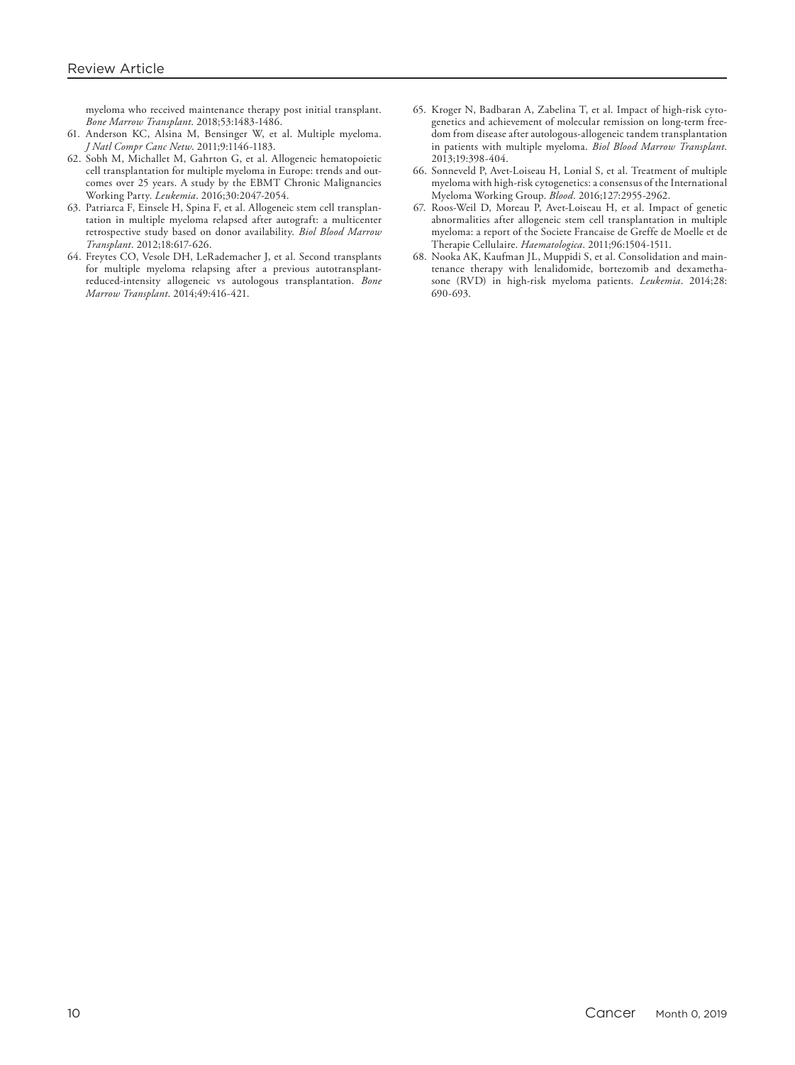myeloma who received maintenance therapy post initial transplant. *Bone Marrow Transplant*. 2018;53:1483-1486.

61. Anderson KC, Alsina M, Bensinger W, et al. Multiple myeloma. *J Natl Compr Canc Netw*. 2011;9:1146-1183.
62. Sobh M, Michallet M, Gahrton G, et al. Allogeneic hematopoietic cell transplantation for multiple myeloma in Europe: trends and outcomes over 25 years. A study by the EBMT Chronic Malignancies Working Party. *Leukemia*. 2016;30:2047-2054.
63. Patriarca F, Einsele H, Spina F, et al. Allogeneic stem cell transplantation in multiple myeloma relapsed after autograft: a multicenter retrospective study based on donor availability. *Biol Blood Marrow Transplant*. 2012;18:617-626.
64. Freytes CO, Vesole DH, LeRademacher J, et al. Second transplants for multiple myeloma relapsing after a previous autotransplant-reduced-intensity allogeneic vs autologous transplantation. *Bone Marrow Transplant*. 2014;49:416-421.
65. Kroger N, Badbaran A, Zabelina T, et al. Impact of high-risk cytogenetics and achievement of molecular remission on long-term freedom from disease after autologous-allogeneic tandem transplantation in patients with multiple myeloma. *Biol Blood Marrow Transplant*. 2013;19:398-404.
66. Sonneveld P, Avet-Loiseau H, Lonial S, et al. Treatment of multiple myeloma with high-risk cytogenetics: a consensus of the International Myeloma Working Group. *Blood*. 2016;127:2955-2962.
67. Roos-Weil D, Moreau P, Avet-Loiseau H, et al. Impact of genetic abnormalities after allogeneic stem cell transplantation in multiple myeloma: a report of the Societe Francaise de Greffe de Moelle et de Therapie Cellulaire. *Haematologica*. 2011;96:1504-1511.
68. Nooka AK, Kaufman JL, Muppidi S, et al. Consolidation and maintenance therapy with lenalidomide, bortezomib and dexamethasone (RVD) in high-risk myeloma patients. *Leukemia*. 2014;28:690-693.